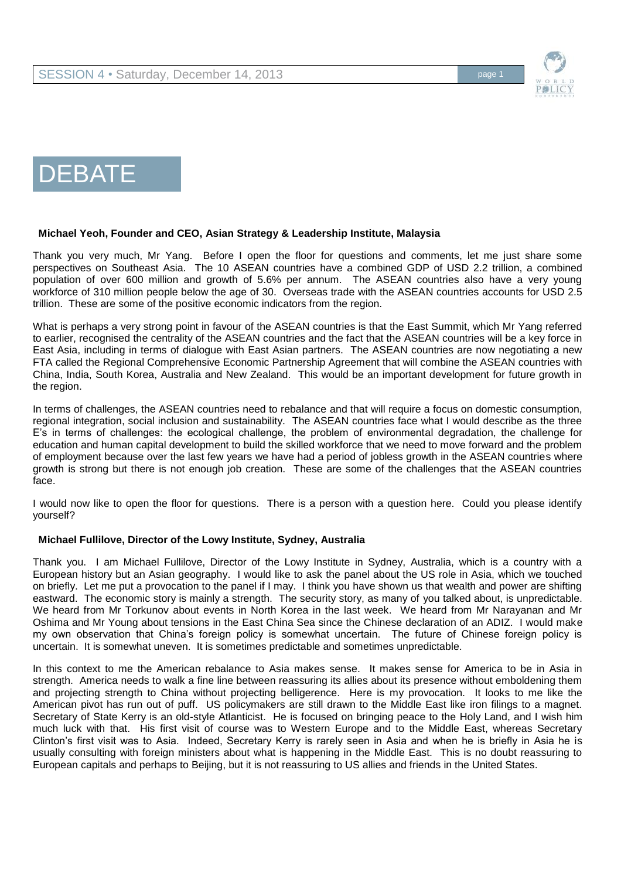# DEBATE

**Michael Yeoh, Founder and CEO, Asian Strategy & Leadership Institute, Malaysia**

Thank you very much, Mr Yang. Before I open the floor for questions and comments, let me just share some perspectives on Southeast Asia. The 10 ASEAN countries have a combined GDP of USD 2.2 trillion, a combined population of over 600 million and growth of 5.6% per annum. The ASEAN countries also have a very young workforce of 310 million people below the age of 30. Overseas trade with the ASEAN countries accounts for USD 2.5 trillion. These are some of the positive economic indicators from the region.

What is perhaps a very strong point in favour of the ASEAN countries is that the East Summit, which Mr Yang referred to earlier, recognised the centrality of the ASEAN countries and the fact that the ASEAN countries will be a key force in East Asia, including in terms of dialogue with East Asian partners. The ASEAN countries are now negotiating a new FTA called the Regional Comprehensive Economic Partnership Agreement that will combine the ASEAN countries with China, India, South Korea, Australia and New Zealand. This would be an important development for future growth in the region.

In terms of challenges, the ASEAN countries need to rebalance and that will require a focus on domestic consumption, regional integration, social inclusion and sustainability. The ASEAN countries face what I would describe as the three E's in terms of challenges: the ecological challenge, the problem of environmental degradation, the challenge for education and human capital development to build the skilled workforce that we need to move forward and the problem of employment because over the last few years we have had a period of jobless growth in the ASEAN countries where growth is strong but there is not enough job creation. These are some of the challenges that the ASEAN countries face.

I would now like to open the floor for questions. There is a person with a question here. Could you please identify yourself?

**Michael Fullilove, Director of the Lowy Institute, Sydney, Australia**

Thank you. I am Michael Fullilove, Director of the Lowy Institute in Sydney, Australia, which is a country with a European history but an Asian geography. I would like to ask the panel about the US role in Asia, which we touched on briefly. Let me put a provocation to the panel if I may. I think you have shown us that wealth and power are shifting eastward. The economic story is mainly a strength. The security story, as many of you talked about, is unpredictable. We heard from Mr Torkunov about events in North Korea in the last week. We heard from Mr Narayanan and Mr Oshima and Mr Young about tensions in the East China Sea since the Chinese declaration of an ADIZ. I would make my own observation that China's foreign policy is somewhat uncertain. The future of Chinese foreign policy is uncertain. It is somewhat uneven. It is sometimes predictable and sometimes unpredictable.

In this context to me the American rebalance to Asia makes sense. It makes sense for America to be in Asia in strength. America needs to walk a fine line between reassuring its allies about its presence without emboldening them and projecting strength to China without projecting belligerence. Here is my provocation. It looks to me like the American pivot has run out of puff. US policymakers are still drawn to the Middle East like iron filings to a magnet. Secretary of State Kerry is an old-style Atlanticist. He is focused on bringing peace to the Holy Land, and I wish him much luck with that. His first visit of course was to Western Europe and to the Middle East, whereas Secretary Clinton's first visit was to Asia. Indeed, Secretary Kerry is rarely seen in Asia and when he is briefly in Asia he is usually consulting with foreign ministers about what is happening in the Middle East. This is no doubt reassuring to European capitals and perhaps to Beijing, but it is not reassuring to US allies and friends in the United States.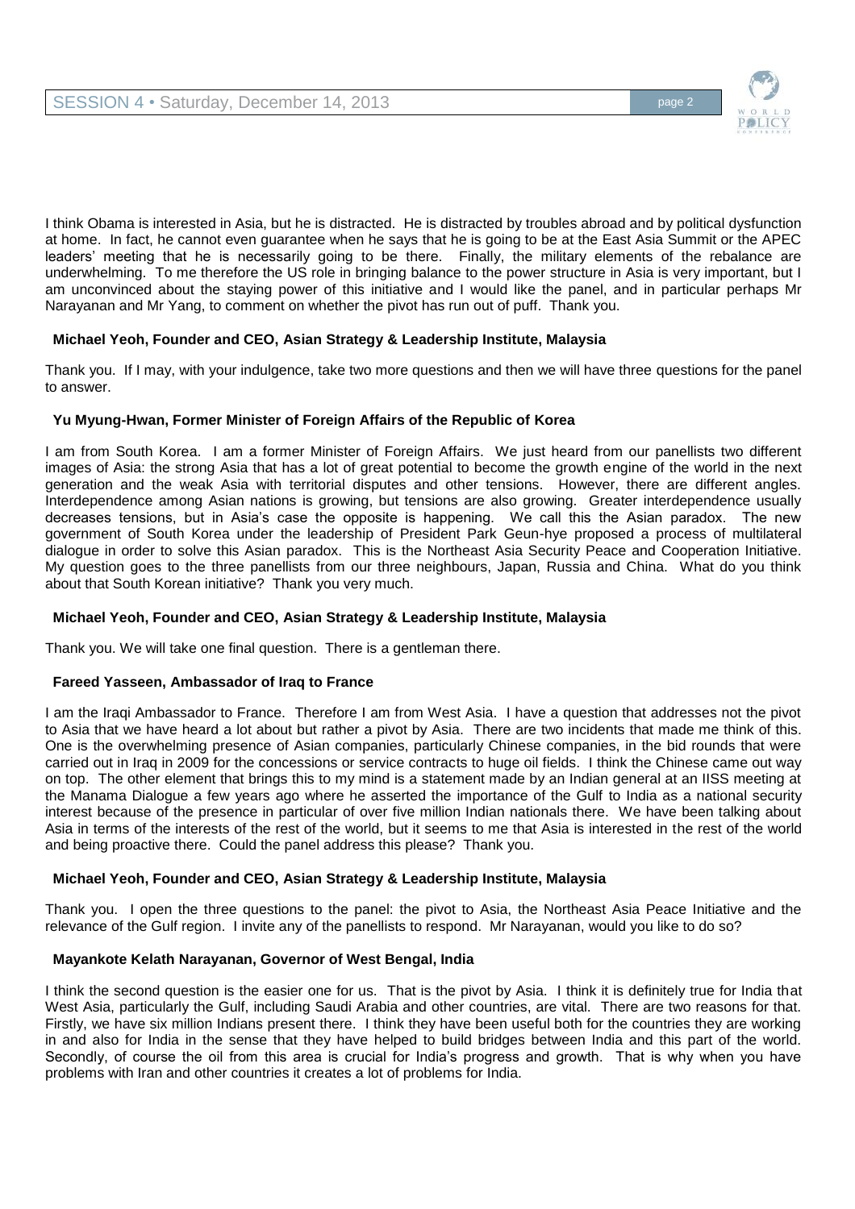I think Obama is interested in Asia, but he is distracted. He is distracted by troubles abroad and by political dysfunction at home. In fact, he cannot even guarantee when he says that he is going to be at the East Asia Summit or the APEC leaders' meeting that he is necessarily going to be there. Finally, the military elements of the rebalance are underwhelming. To me therefore the US role in bringing balance to the power structure in Asia is very important, but I am unconvinced about the staying power of this initiative and I would like the panel, and in particular perhaps Mr Narayanan and Mr Yang, to comment on whether the pivot has run out of puff. Thank you.

**Michael Yeoh, Founder and CEO, Asian Strategy & Leadership Institute, Malaysia**

Thank you. If I may, with your indulgence, take two more questions and then we will have three questions for the panel to answer.

**Yu Myung-Hwan, Former Minister of Foreign Affairs of the Republic of Korea**

I am from South Korea. I am a former Minister of Foreign Affairs. We just heard from our panellists two different images of Asia: the strong Asia that has a lot of great potential to become the growth engine of the world in the next generation and the weak Asia with territorial disputes and other tensions. However, there are different angles. Interdependence among Asian nations is growing, but tensions are also growing. Greater interdependence usually decreases tensions, but in Asia's case the opposite is happening. We call this the Asian paradox. The new government of South Korea under the leadership of President Park Geun-hye proposed a process of multilateral dialogue in order to solve this Asian paradox. This is the Northeast Asia Security Peace and Cooperation Initiative. My question goes to the three panellists from our three neighbours, Japan, Russia and China. What do you think about that South Korean initiative? Thank you very much.

**Michael Yeoh, Founder and CEO, Asian Strategy & Leadership Institute, Malaysia**

Thank you. We will take one final question. There is a gentleman there.

**Fareed Yasseen, Ambassador of Iraq to France**

I am the Iraqi Ambassador to France. Therefore I am from West Asia. I have a question that addresses not the pivot to Asia that we have heard a lot about but rather a pivot by Asia. There are two incidents that made me think of this. One is the overwhelming presence of Asian companies, particularly Chinese companies, in the bid rounds that were carried out in Iraq in 2009 for the concessions or service contracts to huge oil fields. I think the Chinese came out way on top. The other element that brings this to my mind is a statement made by an Indian general at an IISS meeting at the Manama Dialogue a few years ago where he asserted the importance of the Gulf to India as a national security interest because of the presence in particular of over five million Indian nationals there. We have been talking about Asia in terms of the interests of the rest of the world, but it seems to me that Asia is interested in the rest of the world and being proactive there. Could the panel address this please? Thank you.

**Michael Yeoh, Founder and CEO, Asian Strategy & Leadership Institute, Malaysia**

Thank you. I open the three questions to the panel: the pivot to Asia, the Northeast Asia Peace Initiative and the relevance of the Gulf region. I invite any of the panellists to respond. Mr Narayanan, would you like to do so?

**Mayankote Kelath Narayanan, Governor of West Bengal, India**

I think the second question is the easier one for us. That is the pivot by Asia. I think it is definitely true for India that West Asia, particularly the Gulf, including Saudi Arabia and other countries, are vital. There are two reasons for that. Firstly, we have six million Indians present there. I think they have been useful both for the countries they are working in and also for India in the sense that they have helped to build bridges between India and this part of the world. Secondly, of course the oil from this area is crucial for India's progress and growth. That is why when you have problems with Iran and other countries it creates a lot of problems for India.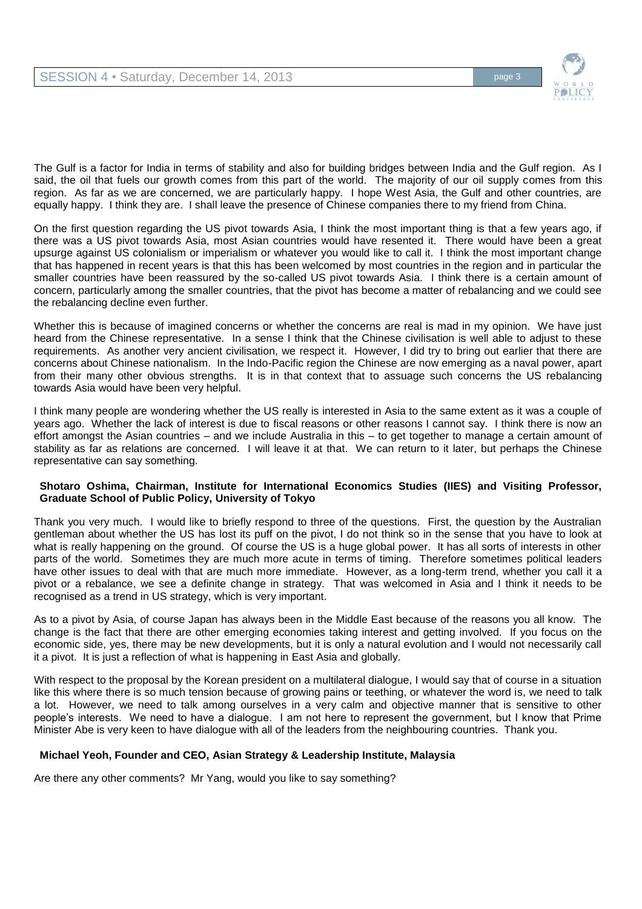The Gulf is a factor for India in terms of stability and also for building bridges between India and the Gulf region. As I said, the oil that fuels our growth comes from this part of the world. The majority of our oil supply comes from this region. As far as we are concerned, we are particularly happy. I hope West Asia, the Gulf and other countries, are equally happy. I think they are. I shall leave the presence of Chinese companies there to my friend from China.

On the first question regarding the US pivot towards Asia, I think the most important thing is that a few years ago, if there was a US pivot towards Asia, most Asian countries would have resented it. There would have been a great upsurge against US colonialism or imperialism or whatever you would like to call it. I think the most important change that has happened in recent years is that this has been welcomed by most countries in the region and in particular the smaller countries have been reassured by the so-called US pivot towards Asia. I think there is a certain amount of concern, particularly among the smaller countries, that the pivot has become a matter of rebalancing and we could see the rebalancing decline even further.

Whether this is because of imagined concerns or whether the concerns are real is mad in my opinion. We have just heard from the Chinese representative. In a sense I think that the Chinese civilisation is well able to adjust to these requirements. As another very ancient civilisation, we respect it. However, I did try to bring out earlier that there are concerns about Chinese nationalism. In the Indo-Pacific region the Chinese are now emerging as a naval power, apart from their many other obvious strengths. It is in that context that to assuage such concerns the US rebalancing towards Asia would have been very helpful.

I think many people are wondering whether the US really is interested in Asia to the same extent as it was a couple of years ago. Whether the lack of interest is due to fiscal reasons or other reasons I cannot say. I think there is now an effort amongst the Asian countries – and we include Australia in this – to get together to manage a certain amount of stability as far as relations are concerned. I will leave it at that. We can return to it later, but perhaps the Chinese representative can say something.

**Shotaro Oshima, Chairman, Institute for International Economics Studies (IIES) and Visiting Professor, Graduate School of Public Policy, University of Tokyo**

Thank you very much. I would like to briefly respond to three of the questions. First, the question by the Australian gentleman about whether the US has lost its puff on the pivot, I do not think so in the sense that you have to look at what is really happening on the ground. Of course the US is a huge global power. It has all sorts of interests in other parts of the world. Sometimes they are much more acute in terms of timing. Therefore sometimes political leaders have other issues to deal with that are much more immediate. However, as a long-term trend, whether you call it a pivot or a rebalance, we see a definite change in strategy. That was welcomed in Asia and I think it needs to be recognised as a trend in US strategy, which is very important.

As to a pivot by Asia, of course Japan has always been in the Middle East because of the reasons you all know. The change is the fact that there are other emerging economies taking interest and getting involved. If you focus on the economic side, yes, there may be new developments, but it is only a natural evolution and I would not necessarily call it a pivot. It is just a reflection of what is happening in East Asia and globally.

With respect to the proposal by the Korean president on a multilateral dialogue, I would say that of course in a situation like this where there is so much tension because of growing pains or teething, or whatever the word is, we need to talk a lot. However, we need to talk among ourselves in a very calm and objective manner that is sensitive to other people's interests. We need to have a dialogue. I am not here to represent the government, but I know that Prime Minister Abe is very keen to have dialogue with all of the leaders from the neighbouring countries. Thank you.

**Michael Yeoh, Founder and CEO, Asian Strategy & Leadership Institute, Malaysia**

Are there any other comments? Mr Yang, would you like to say something?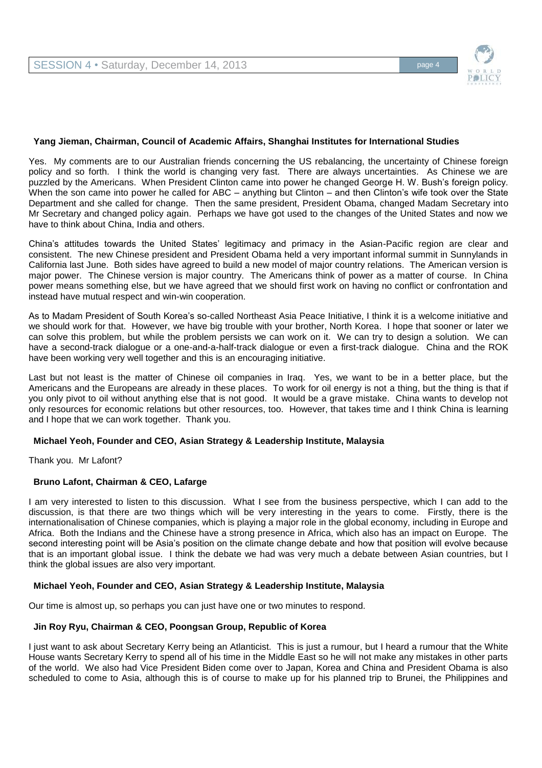**Yang Jieman, Chairman, Council of Academic Affairs, Shanghai Institutes for International Studies**

Yes. My comments are to our Australian friends concerning the US rebalancing, the uncertainty of Chinese foreign policy and so forth. I think the world is changing very fast. There are always uncertainties. As Chinese we are puzzled by the Americans. When President Clinton came into power he changed George H. W. Bush's foreign policy. When the son came into power he called for ABC – anything but Clinton – and then Clinton's wife took over the State Department and she called for change. Then the same president, President Obama, changed Madam Secretary into Mr Secretary and changed policy again. Perhaps we have got used to the changes of the United States and now we have to think about China, India and others.

China's attitudes towards the United States' legitimacy and primacy in the Asian-Pacific region are clear and consistent. The new Chinese president and President Obama held a very important informal summit in Sunnylands in California last June. Both sides have agreed to build a new model of major country relations. The American version is major power. The Chinese version is major country. The Americans think of power as a matter of course. In China power means something else, but we have agreed that we should first work on having no conflict or confrontation and instead have mutual respect and win-win cooperation.

As to Madam President of South Korea's so-called Northeast Asia Peace Initiative, I think it is a welcome initiative and we should work for that. However, we have big trouble with your brother, North Korea. I hope that sooner or later we can solve this problem, but while the problem persists we can work on it. We can try to design a solution. We can have a second-track dialogue or a one-and-a-half-track dialogue or even a first-track dialogue. China and the ROK have been working very well together and this is an encouraging initiative.

Last but not least is the matter of Chinese oil companies in Iraq. Yes, we want to be in a better place, but the Americans and the Europeans are already in these places. To work for oil energy is not a thing, but the thing is that if you only pivot to oil without anything else that is not good. It would be a grave mistake. China wants to develop not only resources for economic relations but other resources, too. However, that takes time and I think China is learning and I hope that we can work together. Thank you.

**Michael Yeoh, Founder and CEO, Asian Strategy & Leadership Institute, Malaysia**

Thank you. Mr Lafont?

**Bruno Lafont, Chairman & CEO, Lafarge**

I am very interested to listen to this discussion. What I see from the business perspective, which I can add to the discussion, is that there are two things which will be very interesting in the years to come. Firstly, there is the internationalisation of Chinese companies, which is playing a major role in the global economy, including in Europe and Africa. Both the Indians and the Chinese have a strong presence in Africa, which also has an impact on Europe. The second interesting point will be Asia's position on the climate change debate and how that position will evolve because that is an important global issue. I think the debate we had was very much a debate between Asian countries, but I think the global issues are also very important.

**Michael Yeoh, Founder and CEO, Asian Strategy & Leadership Institute, Malaysia**

Our time is almost up, so perhaps you can just have one or two minutes to respond.

**Jin Roy Ryu, Chairman & CEO, Poongsan Group, Republic of Korea**

I just want to ask about Secretary Kerry being an Atlanticist. This is just a rumour, but I heard a rumour that the White House wants Secretary Kerry to spend all of his time in the Middle East so he will not make any mistakes in other parts of the world. We also had Vice President Biden come over to Japan, Korea and China and President Obama is also scheduled to come to Asia, although this is of course to make up for his planned trip to Brunei, the Philippines and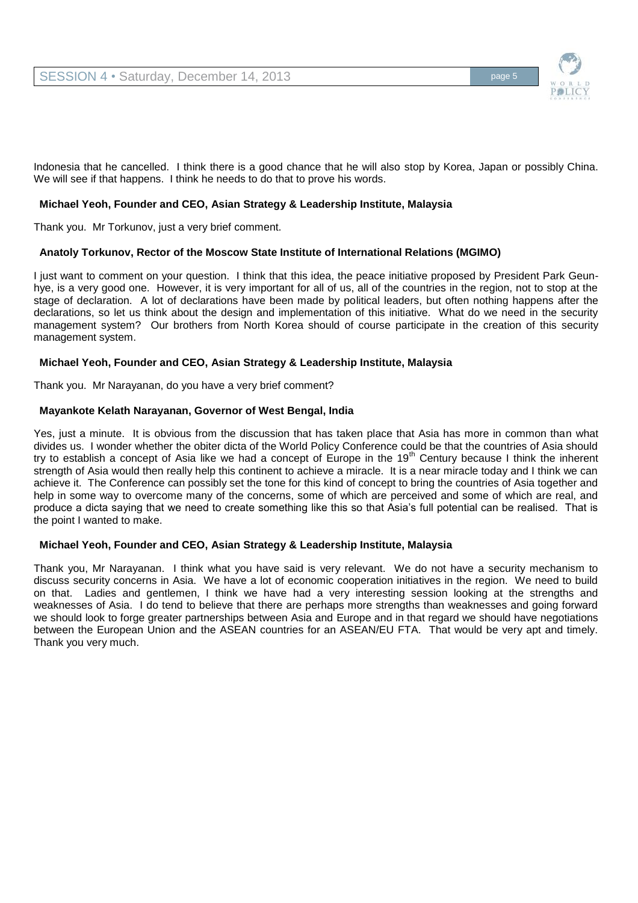Indonesia that he cancelled. I think there is a good chance that he will also stop by Korea, Japan or possibly China. We will see if that happens. I think he needs to do that to prove his words.

**Michael Yeoh, Founder and CEO, Asian Strategy & Leadership Institute, Malaysia**

Thank you. Mr Torkunov, just a very brief comment.

**Anatoly Torkunov, Rector of the Moscow State Institute of International Relations (MGIMO)**

I just want to comment on your question. I think that this idea, the peace initiative proposed by President Park Geun-hye, is a very good one. However, it is very important for all of us, all of the countries in the region, not to stop at the stage of declaration. A lot of declarations have been made by political leaders, but often nothing happens after the declarations, so let us think about the design and implementation of this initiative. What do we need in the security management system? Our brothers from North Korea should of course participate in the creation of this security management system.

**Michael Yeoh, Founder and CEO, Asian Strategy & Leadership Institute, Malaysia**

Thank you. Mr Narayanan, do you have a very brief comment?

**Mayankote Kelath Narayanan, Governor of West Bengal, India**

Yes, just a minute. It is obvious from the discussion that has taken place that Asia has more in common than what divides us. I wonder whether the obiter dicta of the World Policy Conference could be that the countries of Asia should try to establish a concept of Asia like we had a concept of Europe in the 19th Century because I think the inherent strength of Asia would then really help this continent to achieve a miracle. It is a near miracle today and I think we can achieve it. The Conference can possibly set the tone for this kind of concept to bring the countries of Asia together and help in some way to overcome many of the concerns, some of which are perceived and some of which are real, and produce a dicta saying that we need to create something like this so that Asia's full potential can be realised. That is the point I wanted to make.

**Michael Yeoh, Founder and CEO, Asian Strategy & Leadership Institute, Malaysia**

Thank you, Mr Narayanan. I think what you have said is very relevant. We do not have a security mechanism to discuss security concerns in Asia. We have a lot of economic cooperation initiatives in the region. We need to build on that. Ladies and gentlemen, I think we have had a very interesting session looking at the strengths and weaknesses of Asia. I do tend to believe that there are perhaps more strengths than weaknesses and going forward we should look to forge greater partnerships between Asia and Europe and in that regard we should have negotiations between the European Union and the ASEAN countries for an ASEAN/EU FTA. That would be very apt and timely. Thank you very much.